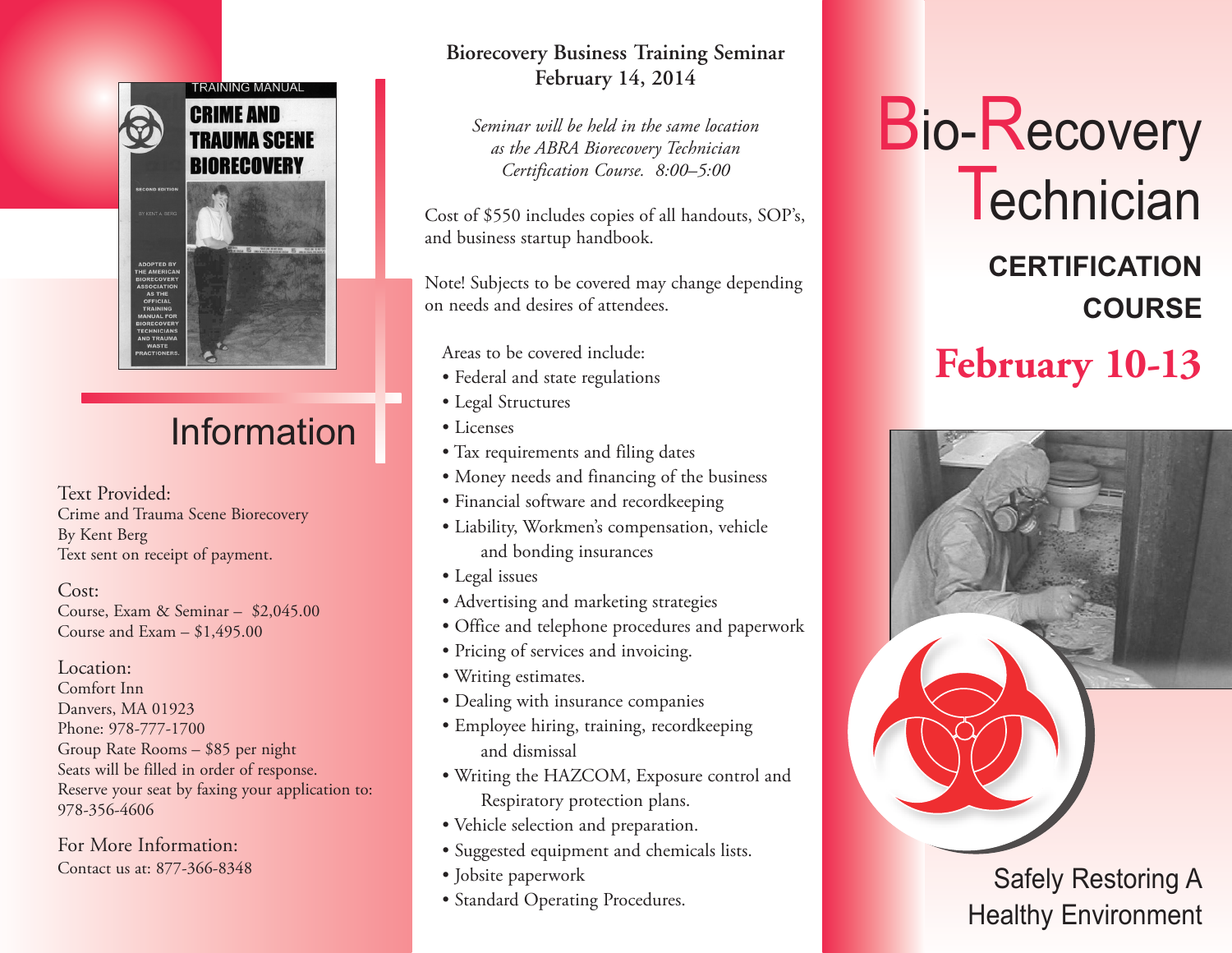# Bio-Recovery Technician

## CERTIFICATION COURSE

## February 10-13

Safely Restoring A Healthy Environment

## Information

**Text Provided:**
Crime and Trauma Scene Biorecovery
By Kent Berg
Text sent on receipt of payment.

**Cost:**
Course, Exam & Seminar – $2,045.00
Course and Exam – $1,495.00

**Location:**
Comfort Inn
Danvers, MA 01923
Phone: 978-777-1700
Group Rate Rooms – $85 per night
Seats will be filled in order of response.
Reserve your seat by faxing your application to:
978-356-4606

**For More Information:**
Contact us at: 877-366-8348

## Biorecovery Business Training Seminar
## February 14, 2014

*Seminar will be held in the same location as the ABRA Biorecovery Technician Certification Course. 8:00–5:00*

Cost of $550 includes copies of all handouts, SOP's, and business startup handbook.

Note! Subjects to be covered may change depending on needs and desires of attendees.

Areas to be covered include:

- Federal and state regulations
- Legal Structures
- Licenses
- Tax requirements and filing dates
- Money needs and financing of the business
- Financial software and recordkeeping
- Liability, Workmen's compensation, vehicle and bonding insurances
- Legal issues
- Advertising and marketing strategies
- Office and telephone procedures and paperwork
- Pricing of services and invoicing.
- Writing estimates.
- Dealing with insurance companies
- Employee hiring, training, recordkeeping and dismissal
- Writing the HAZCOM, Exposure control and Respiratory protection plans.
- Vehicle selection and preparation.
- Suggested equipment and chemicals lists.
- Jobsite paperwork
- Standard Operating Procedures.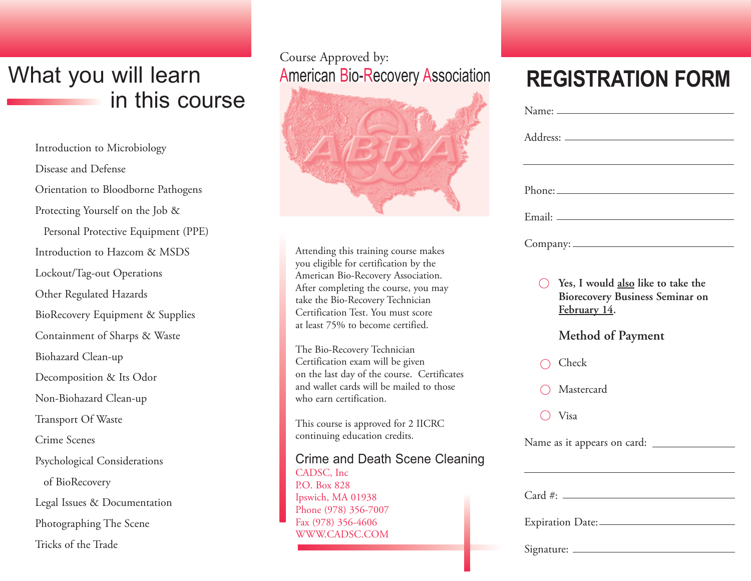# What you will learn in this course

- Introduction to Microbiology
- Disease and Defense
- Orientation to Bloodborne Pathogens
- Protecting Yourself on the Job & Personal Protective Equipment (PPE)
- Introduction to Hazcom & MSDS
- Lockout/Tag-out Operations
- Other Regulated Hazards
- BioRecovery Equipment & Supplies
- Containment of Sharps & Waste
- Biohazard Clean-up
- Decomposition & Its Odor
- Non-Biohazard Clean-up
- Transport Of Waste
- Crime Scenes
- Psychological Considerations of BioRecovery
- Legal Issues & Documentation
- Photographing The Scene
- Tricks of the Trade

Course Approved by:

American Bio-Recovery Association

ABRA

Attending this training course makes you eligible for certification by the American Bio-Recovery Association. After completing the course, you may take the Bio-Recovery Technician Certification Test. You must score at least 75% to become certified.

The Bio-Recovery Technician Certification exam will be given on the last day of the course. Certificates and wallet cards will be mailed to those who earn certification.

This course is approved for 2 IICRC continuing education credits.

## Crime and Death Scene Cleaning

CADSC, Inc
P.O. Box 828
Ipswich, MA 01938
Phone (978) 356-7007
Fax (978) 356-4606
WWW.CADSC.COM

# REGISTRATION FORM

Name: ______________________

Address: ______________________

______________________

Phone: ______________________

Email: ______________________

Company: ______________________

○ **Yes, I would <u>also</u> like to take the Biorecovery Business Seminar on <u>February 14</u>.**

### Method of Payment

○ Check

○ Mastercard

○ Visa

Name as it appears on card: ______________________

______________________

Card #: ______________________

Expiration Date: ______________________

Signature: ______________________